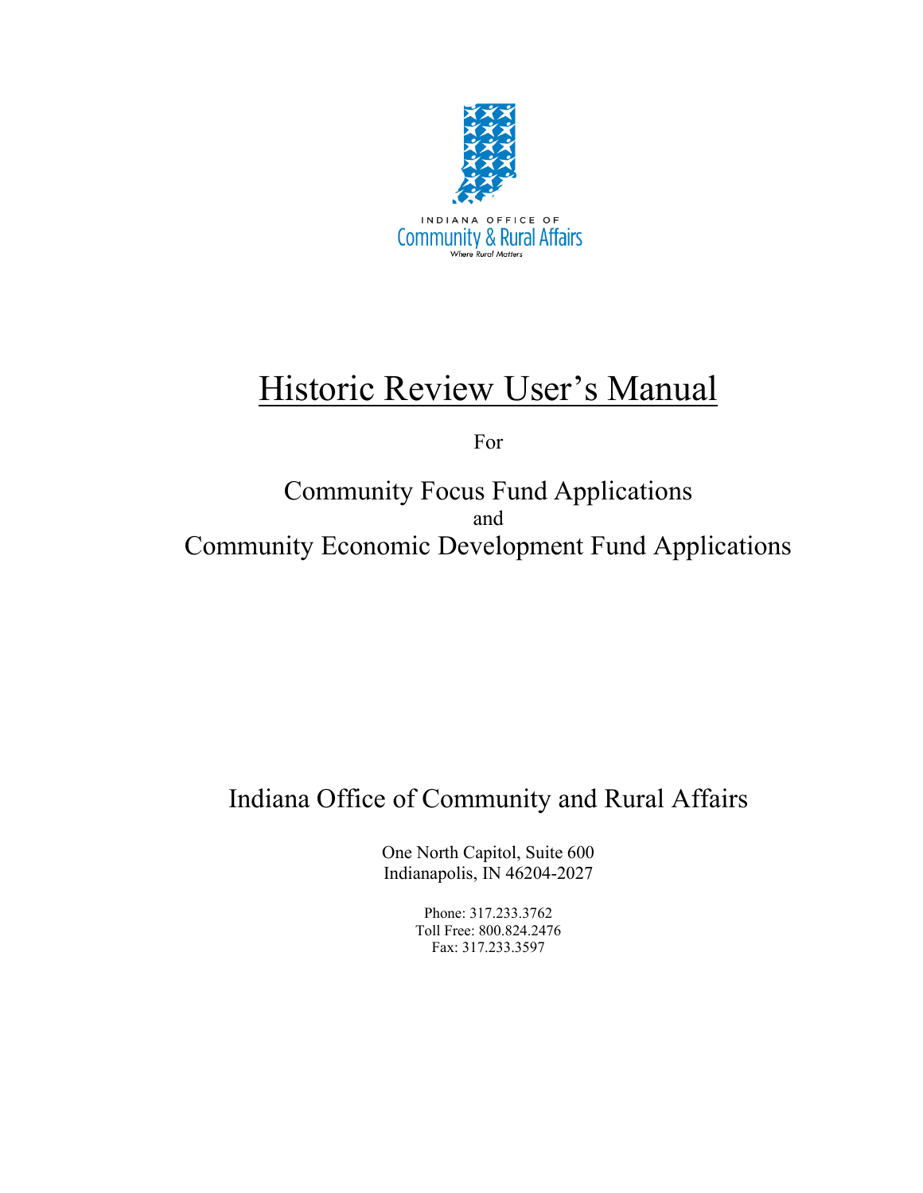INDIANA OFFICE OF
Community & Rural Affairs
*Where Rural Matters*

# Historic Review User's Manual

For

## Community Focus Fund Applications
and
## Community Economic Development Fund Applications

## Indiana Office of Community and Rural Affairs

One North Capitol, Suite 600
Indianapolis, IN 46204-2027

Phone: 317.233.3762
Toll Free: 800.824.2476
Fax: 317.233.3597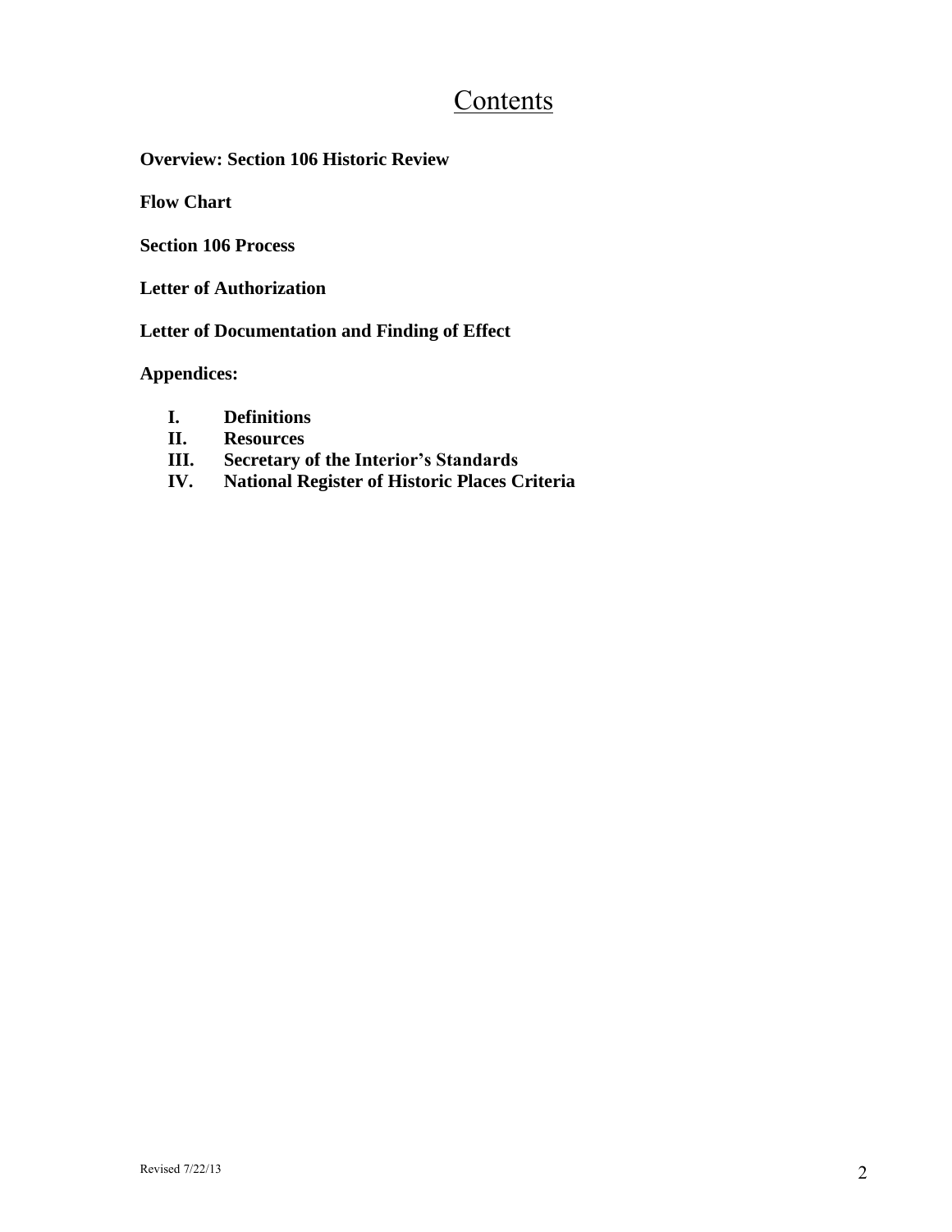# Contents

**Overview: Section 106 Historic Review**

**Flow Chart**

**Section 106 Process**

**Letter of Authorization**

**Letter of Documentation and Finding of Effect**

**Appendices:**

- **I. Definitions**
- **II. Resources**
- **III. Secretary of the Interior's Standards**
- **IV. National Register of Historic Places Criteria**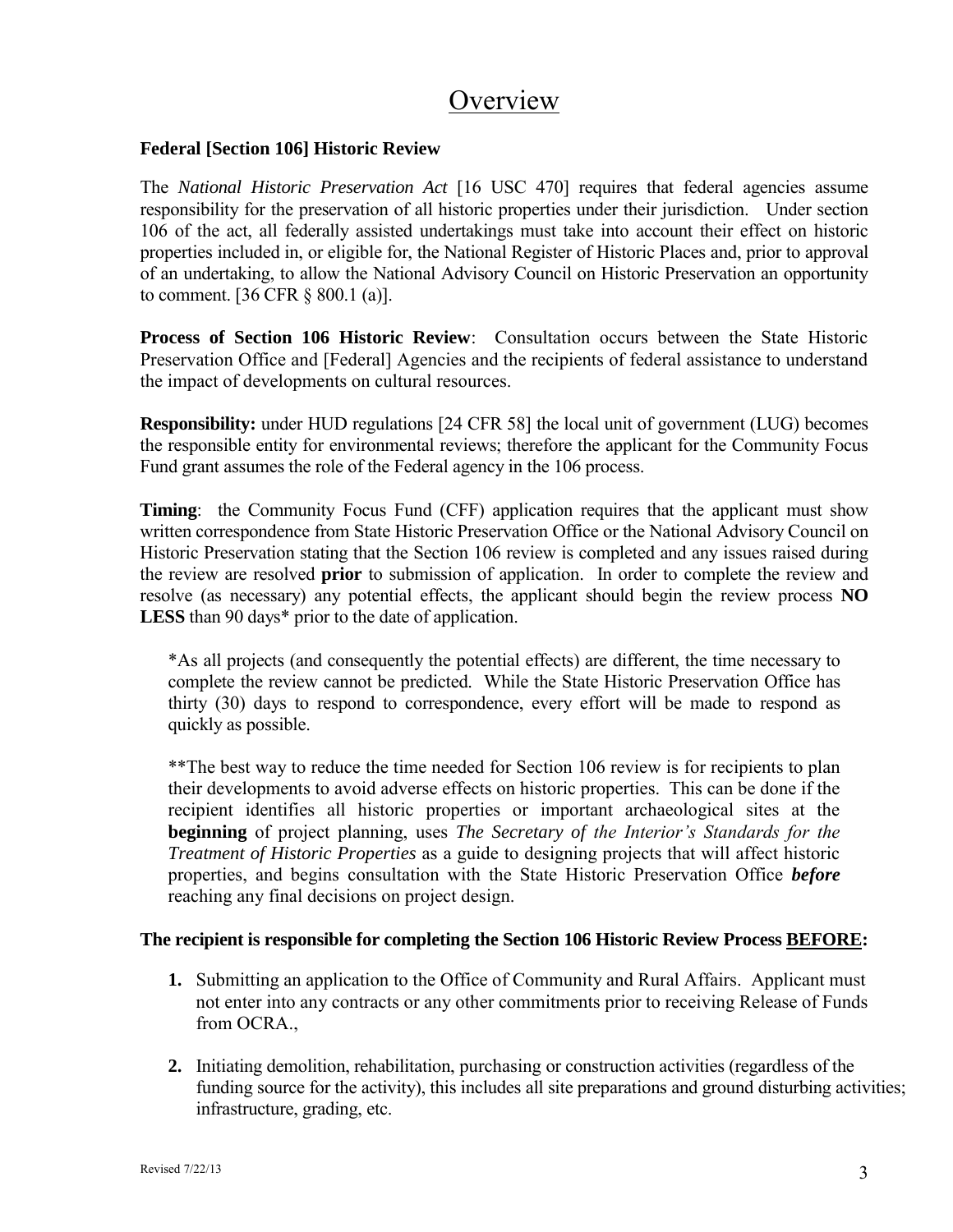# Overview

**Federal [Section 106] Historic Review**

The *National Historic Preservation Act* [16 USC 470] requires that federal agencies assume responsibility for the preservation of all historic properties under their jurisdiction. Under section 106 of the act, all federally assisted undertakings must take into account their effect on historic properties included in, or eligible for, the National Register of Historic Places and, prior to approval of an undertaking, to allow the National Advisory Council on Historic Preservation an opportunity to comment. [36 CFR § 800.1 (a)].

**Process of Section 106 Historic Review**: Consultation occurs between the State Historic Preservation Office and [Federal] Agencies and the recipients of federal assistance to understand the impact of developments on cultural resources.

**Responsibility:** under HUD regulations [24 CFR 58] the local unit of government (LUG) becomes the responsible entity for environmental reviews; therefore the applicant for the Community Focus Fund grant assumes the role of the Federal agency in the 106 process.

**Timing**: the Community Focus Fund (CFF) application requires that the applicant must show written correspondence from State Historic Preservation Office or the National Advisory Council on Historic Preservation stating that the Section 106 review is completed and any issues raised during the review are resolved **prior** to submission of application. In order to complete the review and resolve (as necessary) any potential effects, the applicant should begin the review process **NO LESS** than 90 days* prior to the date of application.

> *As all projects (and consequently the potential effects) are different, the time necessary to complete the review cannot be predicted. While the State Historic Preservation Office has thirty (30) days to respond to correspondence, every effort will be made to respond as quickly as possible.
>
> **The best way to reduce the time needed for Section 106 review is for recipients to plan their developments to avoid adverse effects on historic properties. This can be done if the recipient identifies all historic properties or important archaeological sites at the **beginning** of project planning, uses *The Secretary of the Interior's Standards for the Treatment of Historic Properties* as a guide to designing projects that will affect historic properties, and begins consultation with the State Historic Preservation Office ***before*** reaching any final decisions on project design.

**The recipient is responsible for completing the Section 106 Historic Review Process <u>BEFORE</u>:**

1. Submitting an application to the Office of Community and Rural Affairs. Applicant must not enter into any contracts or any other commitments prior to receiving Release of Funds from OCRA.,
2. Initiating demolition, rehabilitation, purchasing or construction activities (regardless of the funding source for the activity), this includes all site preparations and ground disturbing activities; infrastructure, grading, etc.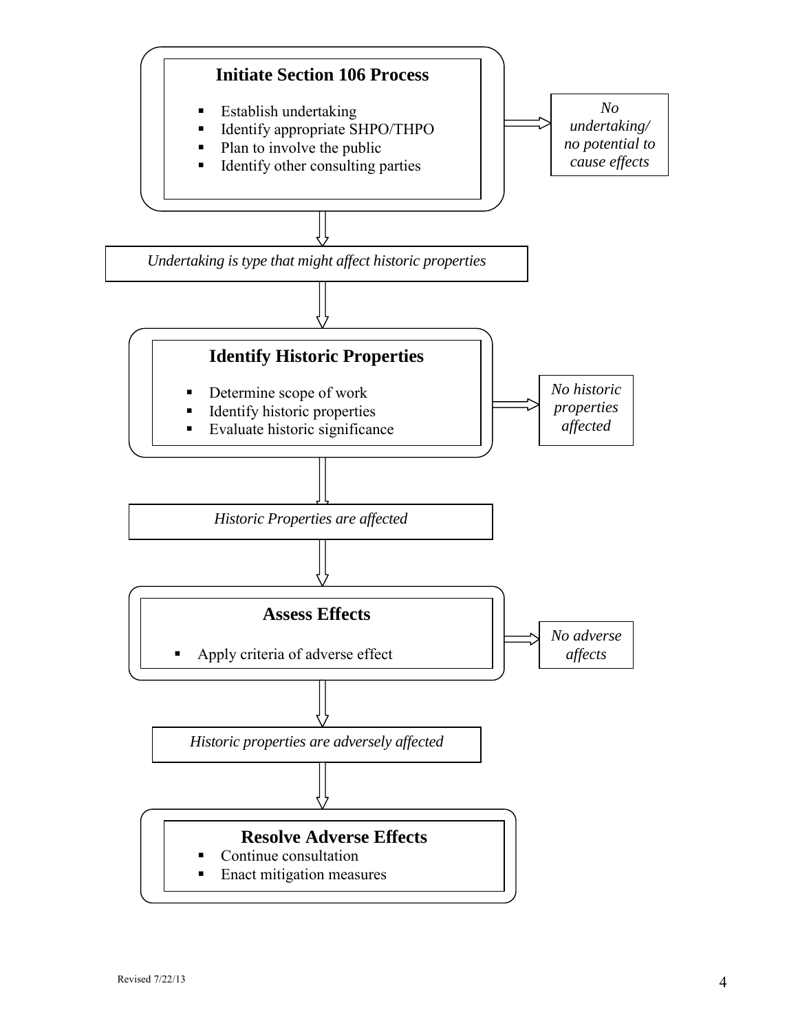**Initiate Section 106 Process**

- Establish undertaking
- Identify appropriate SHPO/THPO
- Plan to involve the public
- Identify other consulting parties

→ *No undertaking/ no potential to cause effects*

*Undertaking is type that might affect historic properties*

**Identify Historic Properties**

- Determine scope of work
- Identify historic properties
- Evaluate historic significance

→ *No historic properties affected*

*Historic Properties are affected*

**Assess Effects**

- Apply criteria of adverse effect

→ *No adverse affects*

*Historic properties are adversely affected*

**Resolve Adverse Effects**

- Continue consultation
- Enact mitigation measures

Revised 7/22/13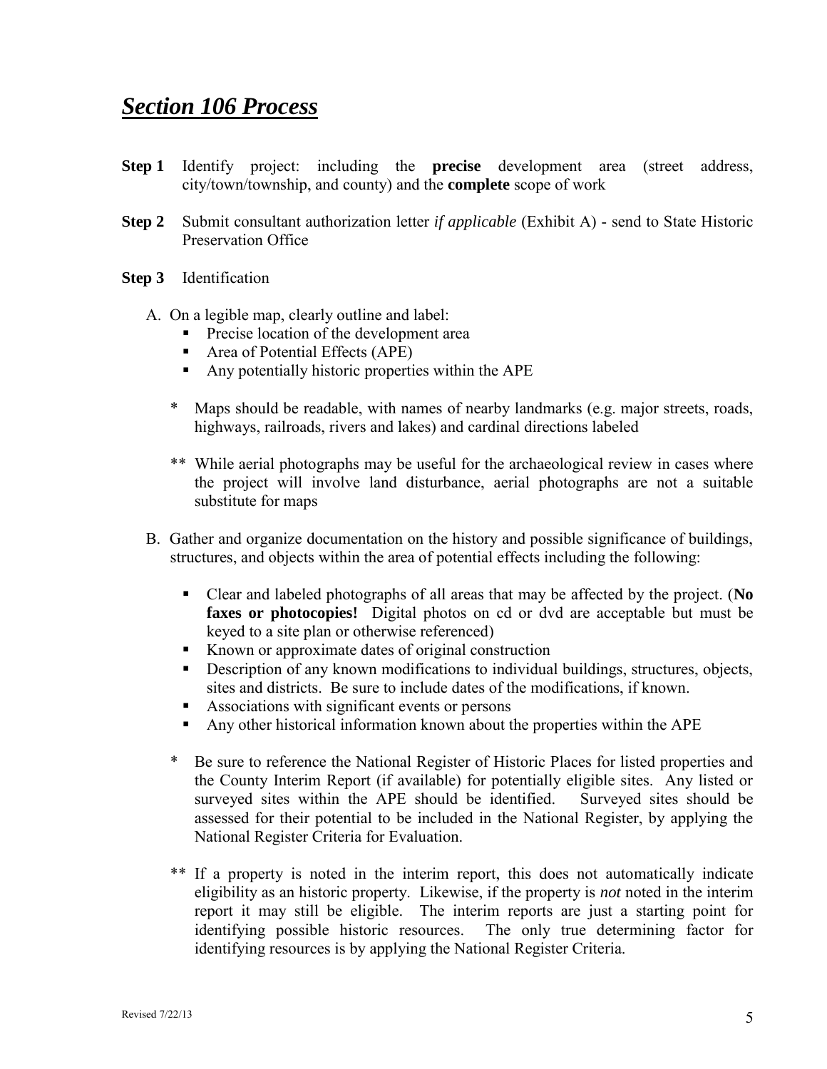# ***Section 106 Process***

**Step 1** Identify project: including the **precise** development area (street address, city/town/township, and county) and the **complete** scope of work

**Step 2** Submit consultant authorization letter *if applicable* (Exhibit A) - send to State Historic Preservation Office

**Step 3** Identification

A. On a legible map, clearly outline and label:
   - Precise location of the development area
   - Area of Potential Effects (APE)
   - Any potentially historic properties within the APE

   \* Maps should be readable, with names of nearby landmarks (e.g. major streets, roads, highways, railroads, rivers and lakes) and cardinal directions labeled

   \** While aerial photographs may be useful for the archaeological review in cases where the project will involve land disturbance, aerial photographs are not a suitable substitute for maps

B. Gather and organize documentation on the history and possible significance of buildings, structures, and objects within the area of potential effects including the following:

   - Clear and labeled photographs of all areas that may be affected by the project. (**No faxes or photocopies!** Digital photos on cd or dvd are acceptable but must be keyed to a site plan or otherwise referenced)
   - Known or approximate dates of original construction
   - Description of any known modifications to individual buildings, structures, objects, sites and districts. Be sure to include dates of the modifications, if known.
   - Associations with significant events or persons
   - Any other historical information known about the properties within the APE

   \* Be sure to reference the National Register of Historic Places for listed properties and the County Interim Report (if available) for potentially eligible sites. Any listed or surveyed sites within the APE should be identified. Surveyed sites should be assessed for their potential to be included in the National Register, by applying the National Register Criteria for Evaluation.

   \** If a property is noted in the interim report, this does not automatically indicate eligibility as an historic property. Likewise, if the property is *not* noted in the interim report it may still be eligible. The interim reports are just a starting point for identifying possible historic resources. The only true determining factor for identifying resources is by applying the National Register Criteria.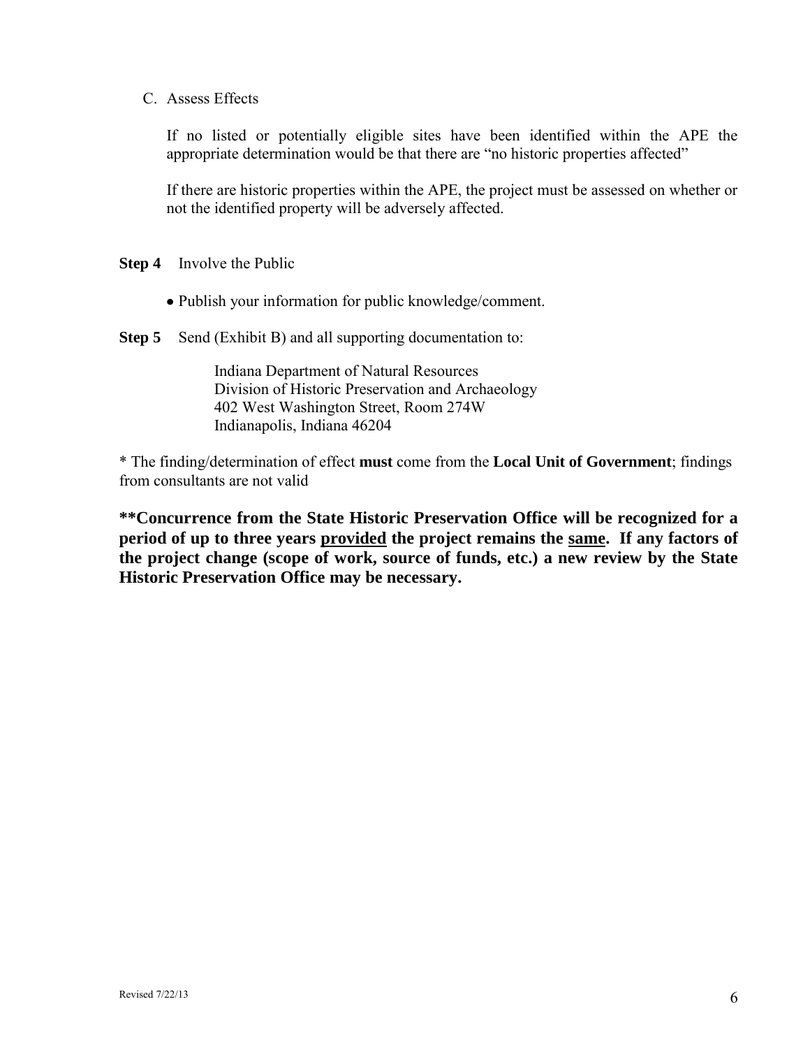C. Assess Effects

If no listed or potentially eligible sites have been identified within the APE the appropriate determination would be that there are “no historic properties affected”

If there are historic properties within the APE, the project must be assessed on whether or not the identified property will be adversely affected.

**Step 4** Involve the Public

- Publish your information for public knowledge/comment.

**Step 5** Send (Exhibit B) and all supporting documentation to:

Indiana Department of Natural Resources
Division of Historic Preservation and Archaeology
402 West Washington Street, Room 274W
Indianapolis, Indiana 46204

* The finding/determination of effect **must** come from the **Local Unit of Government**; findings from consultants are not valid

****Concurrence from the State Historic Preservation Office will be recognized for a period of up to three years <u>provided</u> the project remains the <u>same</u>. If any factors of the project change (scope of work, source of funds, etc.) a new review by the State Historic Preservation Office may be necessary.**

Revised 7/22/13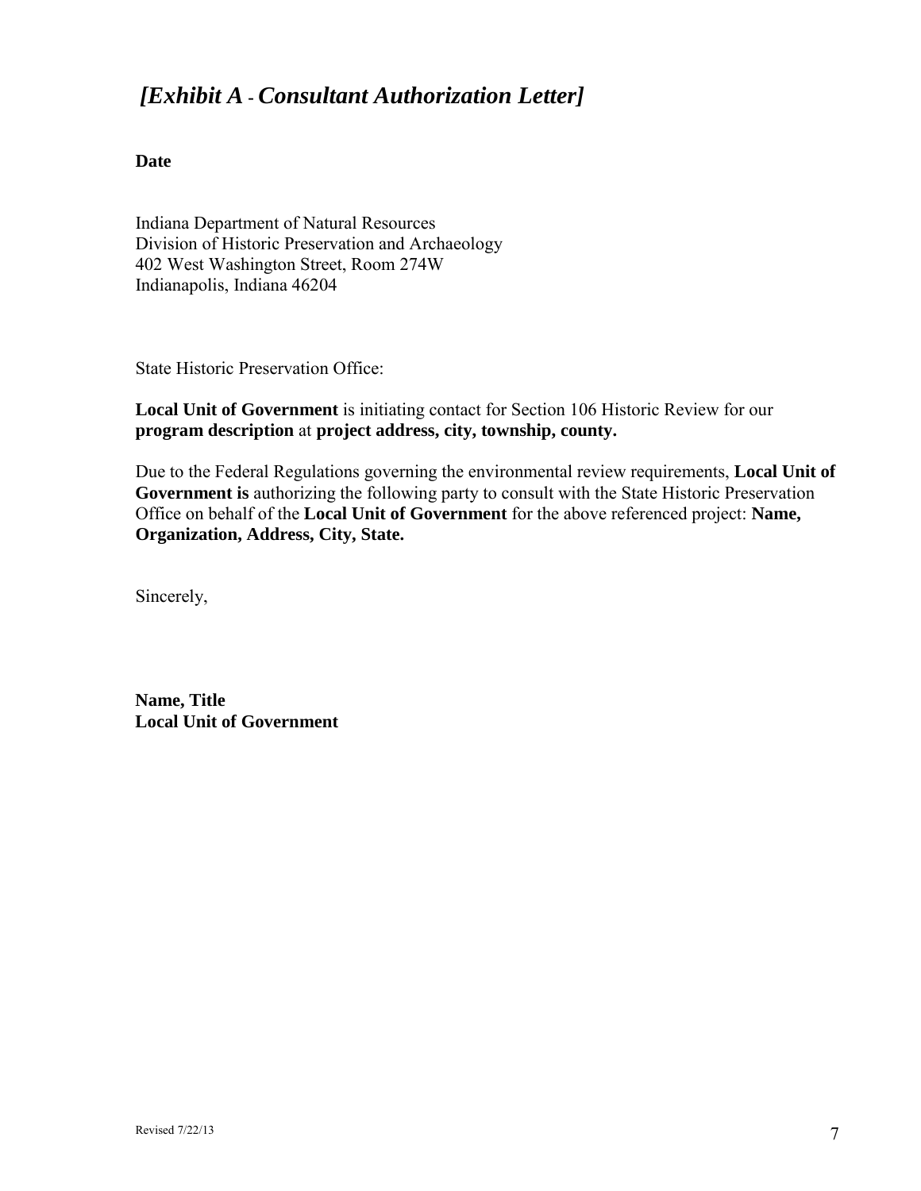## *[Exhibit A - Consultant Authorization Letter]*

**Date**

Indiana Department of Natural Resources
Division of Historic Preservation and Archaeology
402 West Washington Street, Room 274W
Indianapolis, Indiana 46204

State Historic Preservation Office:

**Local Unit of Government** is initiating contact for Section 106 Historic Review for our **program description** at **project address, city, township, county.**

Due to the Federal Regulations governing the environmental review requirements, **Local Unit of Government is** authorizing the following party to consult with the State Historic Preservation Office on behalf of the **Local Unit of Government** for the above referenced project: **Name, Organization, Address, City, State.**

Sincerely,

**Name, Title**
**Local Unit of Government**

Revised 7/22/13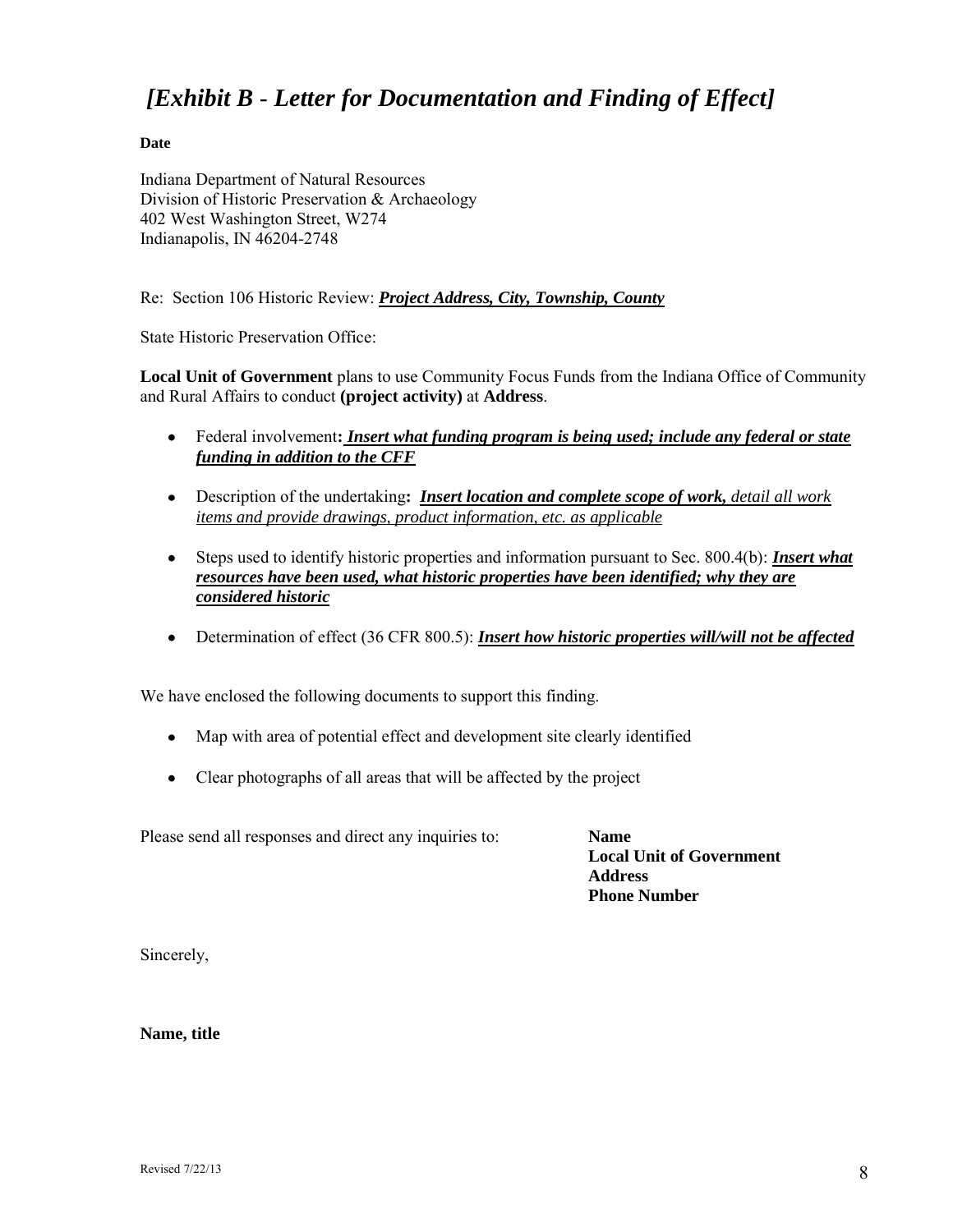# *[Exhibit B - Letter for Documentation and Finding of Effect]*

**Date**

Indiana Department of Natural Resources
Division of Historic Preservation & Archaeology
402 West Washington Street, W274
Indianapolis, IN 46204-2748

Re: Section 106 Historic Review: ***Project Address, City, Township, County***

State Historic Preservation Office:

**Local Unit of Government** plans to use Community Focus Funds from the Indiana Office of Community and Rural Affairs to conduct **(project activity)** at **Address**.

- Federal involvement**: *Insert what funding program is being used; include any federal or state funding in addition to the CFF***
- Description of the undertaking**: *Insert location and complete scope of work,*** *detail all work items and provide drawings, product information, etc. as applicable*
- Steps used to identify historic properties and information pursuant to Sec. 800.4(b): ***Insert what resources have been used, what historic properties have been identified; why they are considered historic***
- Determination of effect (36 CFR 800.5): ***Insert how historic properties will/will not be affected***

We have enclosed the following documents to support this finding.

- Map with area of potential effect and development site clearly identified
- Clear photographs of all areas that will be affected by the project

Please send all responses and direct any inquiries to:

**Name**
**Local Unit of Government**
**Address**
**Phone Number**

Sincerely,

**Name, title**

Revised 7/22/13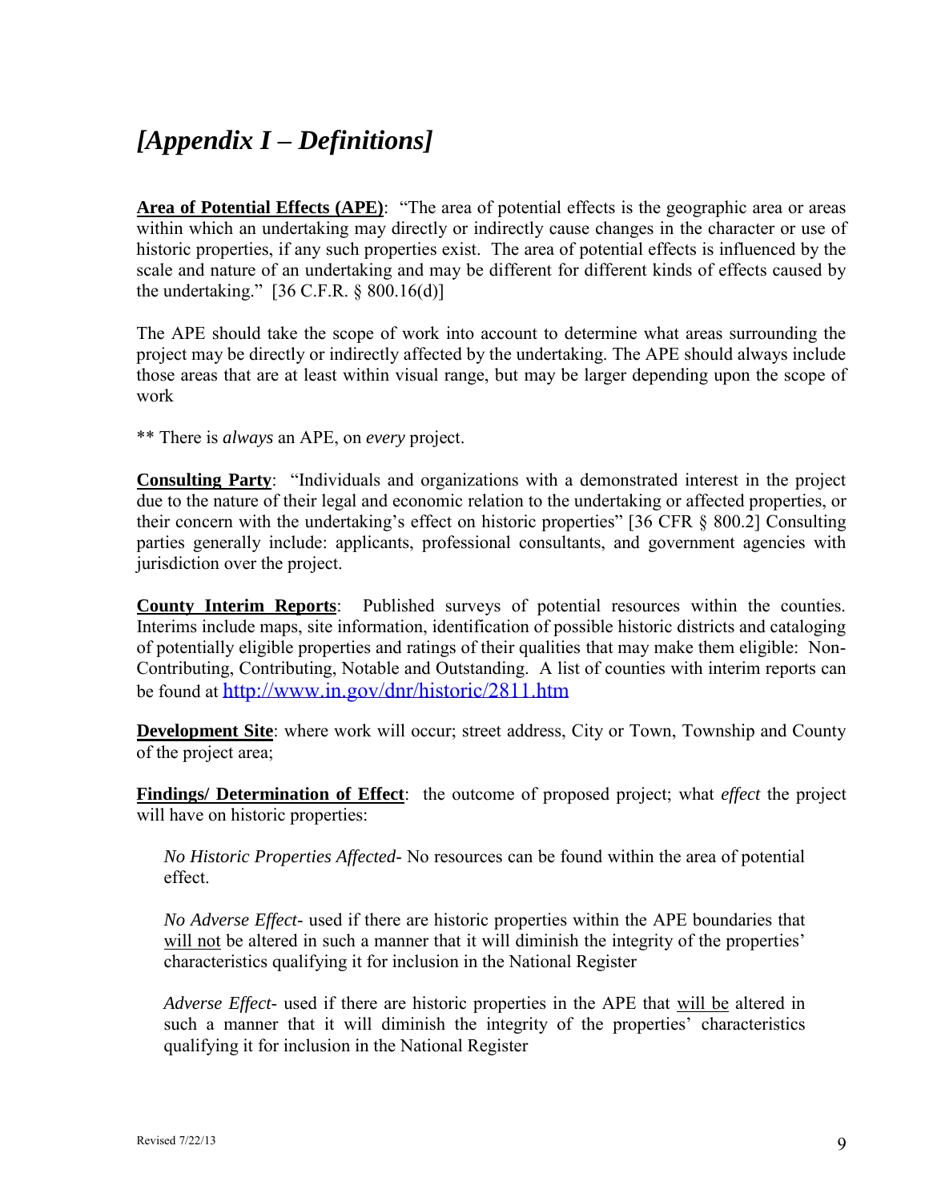# *[Appendix I – Definitions]*

**Area of Potential Effects (APE)**: "The area of potential effects is the geographic area or areas within which an undertaking may directly or indirectly cause changes in the character or use of historic properties, if any such properties exist. The area of potential effects is influenced by the scale and nature of an undertaking and may be different for different kinds of effects caused by the undertaking." [36 C.F.R. § 800.16(d)]

The APE should take the scope of work into account to determine what areas surrounding the project may be directly or indirectly affected by the undertaking. The APE should always include those areas that are at least within visual range, but may be larger depending upon the scope of work

** There is *always* an APE, on *every* project.

**Consulting Party**: "Individuals and organizations with a demonstrated interest in the project due to the nature of their legal and economic relation to the undertaking or affected properties, or their concern with the undertaking's effect on historic properties" [36 CFR § 800.2] Consulting parties generally include: applicants, professional consultants, and government agencies with jurisdiction over the project.

**County Interim Reports**: Published surveys of potential resources within the counties. Interims include maps, site information, identification of possible historic districts and cataloging of potentially eligible properties and ratings of their qualities that may make them eligible: Non-Contributing, Contributing, Notable and Outstanding. A list of counties with interim reports can be found at http://www.in.gov/dnr/historic/2811.htm

**Development Site**: where work will occur; street address, City or Town, Township and County of the project area;

**Findings/ Determination of Effect**: the outcome of proposed project; what *effect* the project will have on historic properties:

*No Historic Properties Affected*- No resources can be found within the area of potential effect.

*No Adverse Effect*- used if there are historic properties within the APE boundaries that will not be altered in such a manner that it will diminish the integrity of the properties' characteristics qualifying it for inclusion in the National Register

*Adverse Effect*- used if there are historic properties in the APE that will be altered in such a manner that it will diminish the integrity of the properties' characteristics qualifying it for inclusion in the National Register

Revised 7/22/13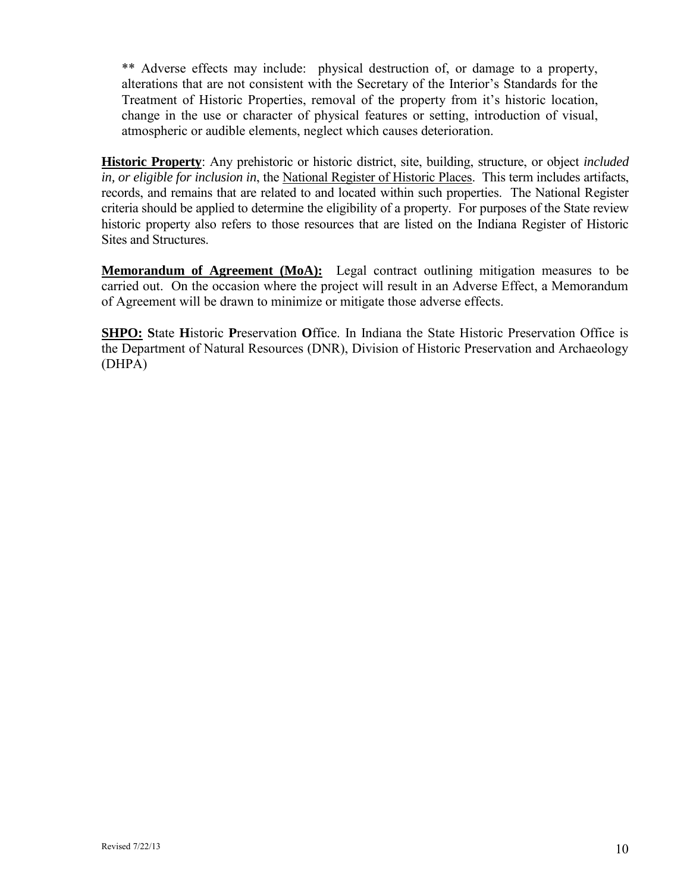** Adverse effects may include: physical destruction of, or damage to a property, alterations that are not consistent with the Secretary of the Interior's Standards for the Treatment of Historic Properties, removal of the property from it's historic location, change in the use or character of physical features or setting, introduction of visual, atmospheric or audible elements, neglect which causes deterioration.

**Historic Property**: Any prehistoric or historic district, site, building, structure, or object *included in, or eligible for inclusion in*, the National Register of Historic Places. This term includes artifacts, records, and remains that are related to and located within such properties. The National Register criteria should be applied to determine the eligibility of a property. For purposes of the State review historic property also refers to those resources that are listed on the Indiana Register of Historic Sites and Structures.

**Memorandum of Agreement (MoA):** Legal contract outlining mitigation measures to be carried out. On the occasion where the project will result in an Adverse Effect, a Memorandum of Agreement will be drawn to minimize or mitigate those adverse effects.

**SHPO:** **S**tate **H**istoric **P**reservation **O**ffice. In Indiana the State Historic Preservation Office is the Department of Natural Resources (DNR), Division of Historic Preservation and Archaeology (DHPA)

Revised 7/22/13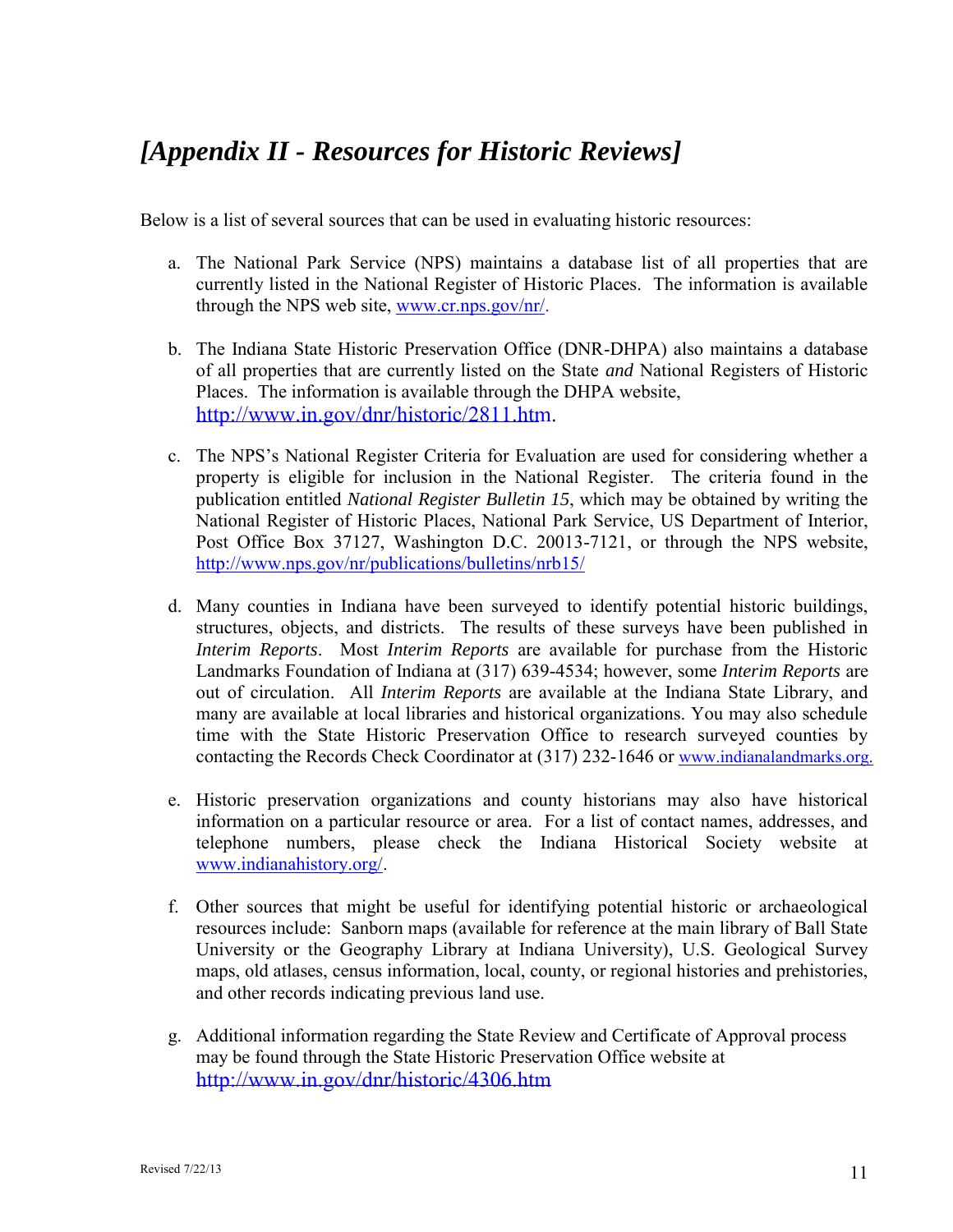# *[Appendix II - Resources for Historic Reviews]*

Below is a list of several sources that can be used in evaluating historic resources:

a. The National Park Service (NPS) maintains a database list of all properties that are currently listed in the National Register of Historic Places. The information is available through the NPS web site, www.cr.nps.gov/nr/.

b. The Indiana State Historic Preservation Office (DNR-DHPA) also maintains a database of all properties that are currently listed on the State *and* National Registers of Historic Places. The information is available through the DHPA website, http://www.in.gov/dnr/historic/2811.htm.

c. The NPS's National Register Criteria for Evaluation are used for considering whether a property is eligible for inclusion in the National Register. The criteria found in the publication entitled *National Register Bulletin 15*, which may be obtained by writing the National Register of Historic Places, National Park Service, US Department of Interior, Post Office Box 37127, Washington D.C. 20013-7121, or through the NPS website, http://www.nps.gov/nr/publications/bulletins/nrb15/

d. Many counties in Indiana have been surveyed to identify potential historic buildings, structures, objects, and districts. The results of these surveys have been published in *Interim Reports*. Most *Interim Reports* are available for purchase from the Historic Landmarks Foundation of Indiana at (317) 639-4534; however, some *Interim Reports* are out of circulation. All *Interim Reports* are available at the Indiana State Library, and many are available at local libraries and historical organizations. You may also schedule time with the State Historic Preservation Office to research surveyed counties by contacting the Records Check Coordinator at (317) 232-1646 or www.indianalandmarks.org.

e. Historic preservation organizations and county historians may also have historical information on a particular resource or area. For a list of contact names, addresses, and telephone numbers, please check the Indiana Historical Society website at www.indianahistory.org/.

f. Other sources that might be useful for identifying potential historic or archaeological resources include: Sanborn maps (available for reference at the main library of Ball State University or the Geography Library at Indiana University), U.S. Geological Survey maps, old atlases, census information, local, county, or regional histories and prehistories, and other records indicating previous land use.

g. Additional information regarding the State Review and Certificate of Approval process may be found through the State Historic Preservation Office website at http://www.in.gov/dnr/historic/4306.htm

Revised 7/22/13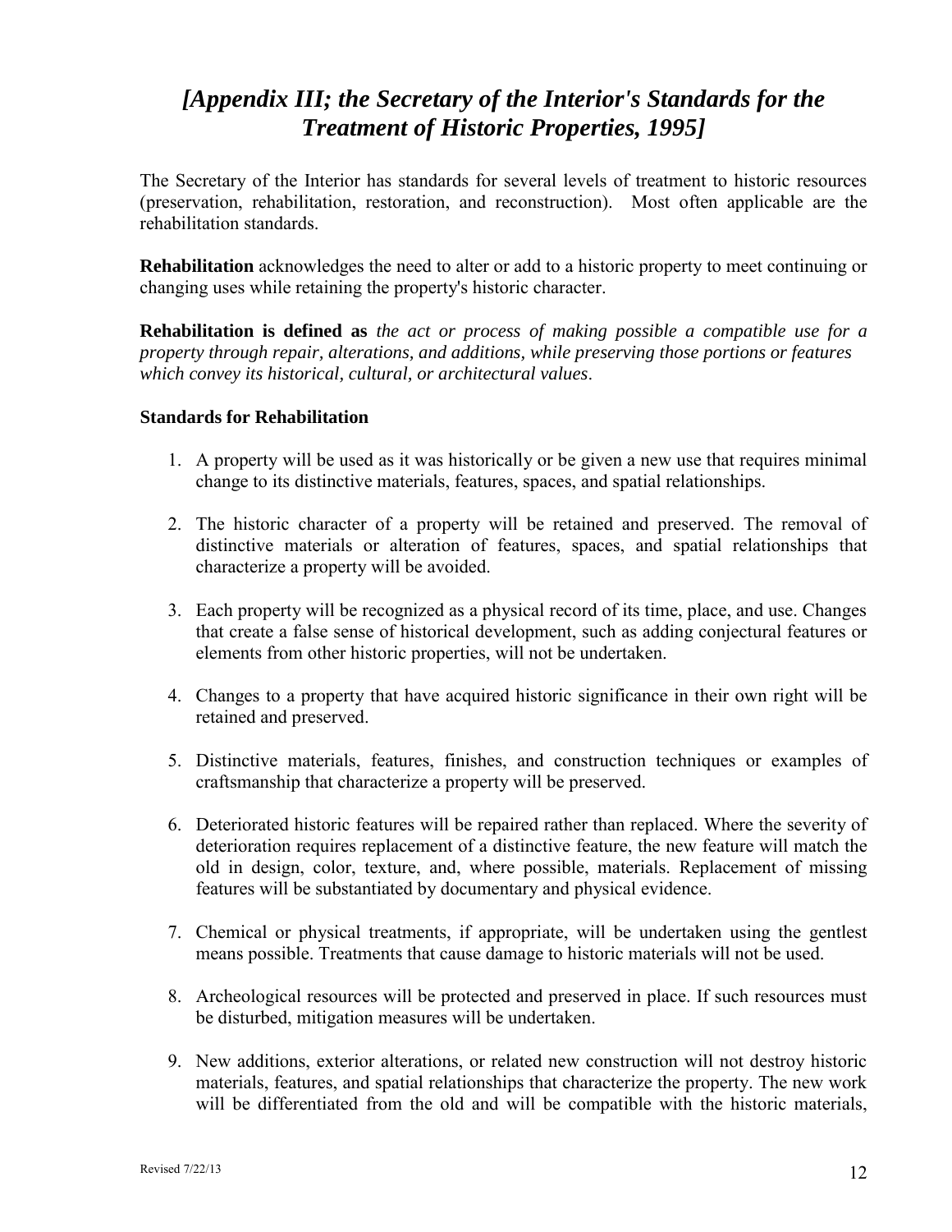# *[Appendix III; the Secretary of the Interior's Standards for the Treatment of Historic Properties, 1995]*

The Secretary of the Interior has standards for several levels of treatment to historic resources (preservation, rehabilitation, restoration, and reconstruction). Most often applicable are the rehabilitation standards.

**Rehabilitation** acknowledges the need to alter or add to a historic property to meet continuing or changing uses while retaining the property's historic character.

**Rehabilitation is defined as** *the act or process of making possible a compatible use for a property through repair, alterations, and additions, while preserving those portions or features which convey its historical, cultural, or architectural values*.

**Standards for Rehabilitation**

1. A property will be used as it was historically or be given a new use that requires minimal change to its distinctive materials, features, spaces, and spatial relationships.

2. The historic character of a property will be retained and preserved. The removal of distinctive materials or alteration of features, spaces, and spatial relationships that characterize a property will be avoided.

3. Each property will be recognized as a physical record of its time, place, and use. Changes that create a false sense of historical development, such as adding conjectural features or elements from other historic properties, will not be undertaken.

4. Changes to a property that have acquired historic significance in their own right will be retained and preserved.

5. Distinctive materials, features, finishes, and construction techniques or examples of craftsmanship that characterize a property will be preserved.

6. Deteriorated historic features will be repaired rather than replaced. Where the severity of deterioration requires replacement of a distinctive feature, the new feature will match the old in design, color, texture, and, where possible, materials. Replacement of missing features will be substantiated by documentary and physical evidence.

7. Chemical or physical treatments, if appropriate, will be undertaken using the gentlest means possible. Treatments that cause damage to historic materials will not be used.

8. Archeological resources will be protected and preserved in place. If such resources must be disturbed, mitigation measures will be undertaken.

9. New additions, exterior alterations, or related new construction will not destroy historic materials, features, and spatial relationships that characterize the property. The new work will be differentiated from the old and will be compatible with the historic materials,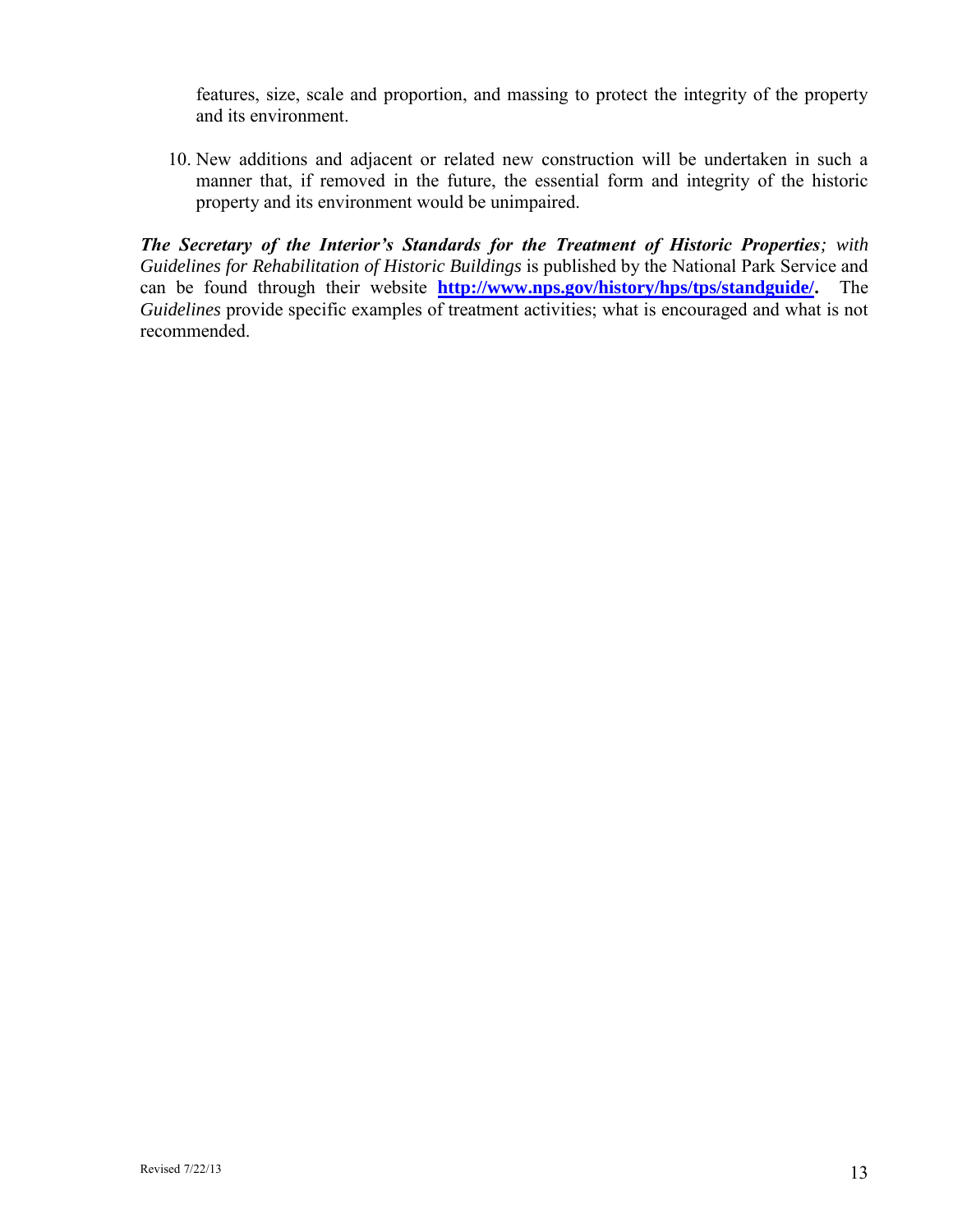features, size, scale and proportion, and massing to protect the integrity of the property and its environment.

10. New additions and adjacent or related new construction will be undertaken in such a manner that, if removed in the future, the essential form and integrity of the historic property and its environment would be unimpaired.

***The Secretary of the Interior's Standards for the Treatment of Historic Properties****; with Guidelines for Rehabilitation of Historic Buildings* is published by the National Park Service and can be found through their website **[http://www.nps.gov/history/hps/tps/standguide/](http://www.nps.gov/history/hps/tps/standguide/).** The *Guidelines* provide specific examples of treatment activities; what is encouraged and what is not recommended.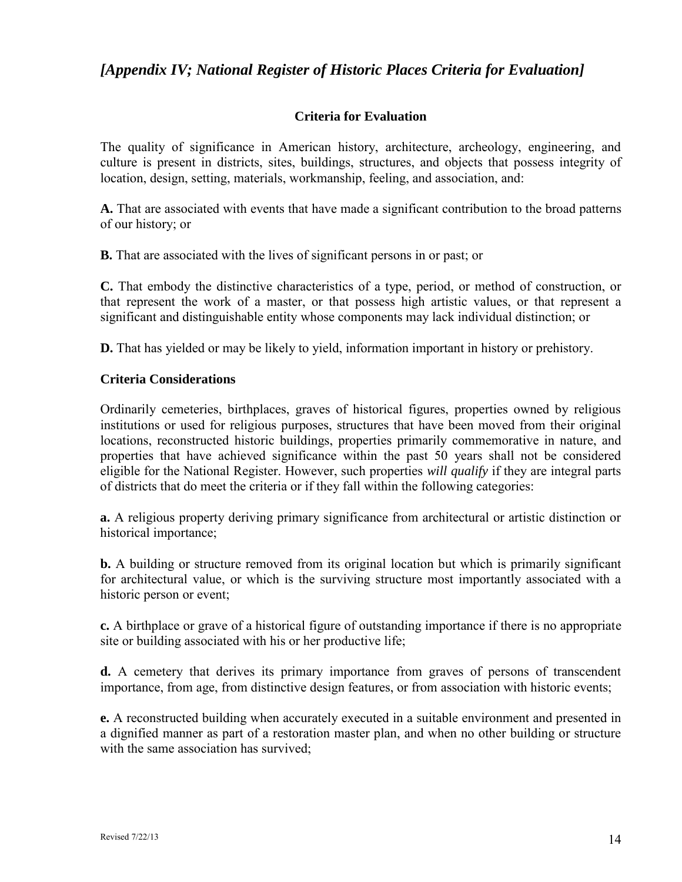## *[Appendix IV; National Register of Historic Places Criteria for Evaluation]*

### Criteria for Evaluation

The quality of significance in American history, architecture, archeology, engineering, and culture is present in districts, sites, buildings, structures, and objects that possess integrity of location, design, setting, materials, workmanship, feeling, and association, and:

**A.** That are associated with events that have made a significant contribution to the broad patterns of our history; or

**B.** That are associated with the lives of significant persons in or past; or

**C.** That embody the distinctive characteristics of a type, period, or method of construction, or that represent the work of a master, or that possess high artistic values, or that represent a significant and distinguishable entity whose components may lack individual distinction; or

**D.** That has yielded or may be likely to yield, information important in history or prehistory.

### Criteria Considerations

Ordinarily cemeteries, birthplaces, graves of historical figures, properties owned by religious institutions or used for religious purposes, structures that have been moved from their original locations, reconstructed historic buildings, properties primarily commemorative in nature, and properties that have achieved significance within the past 50 years shall not be considered eligible for the National Register. However, such properties *will qualify* if they are integral parts of districts that do meet the criteria or if they fall within the following categories:

**a.** A religious property deriving primary significance from architectural or artistic distinction or historical importance;

**b.** A building or structure removed from its original location but which is primarily significant for architectural value, or which is the surviving structure most importantly associated with a historic person or event;

**c.** A birthplace or grave of a historical figure of outstanding importance if there is no appropriate site or building associated with his or her productive life;

**d.** A cemetery that derives its primary importance from graves of persons of transcendent importance, from age, from distinctive design features, or from association with historic events;

**e.** A reconstructed building when accurately executed in a suitable environment and presented in a dignified manner as part of a restoration master plan, and when no other building or structure with the same association has survived;

Revised 7/22/13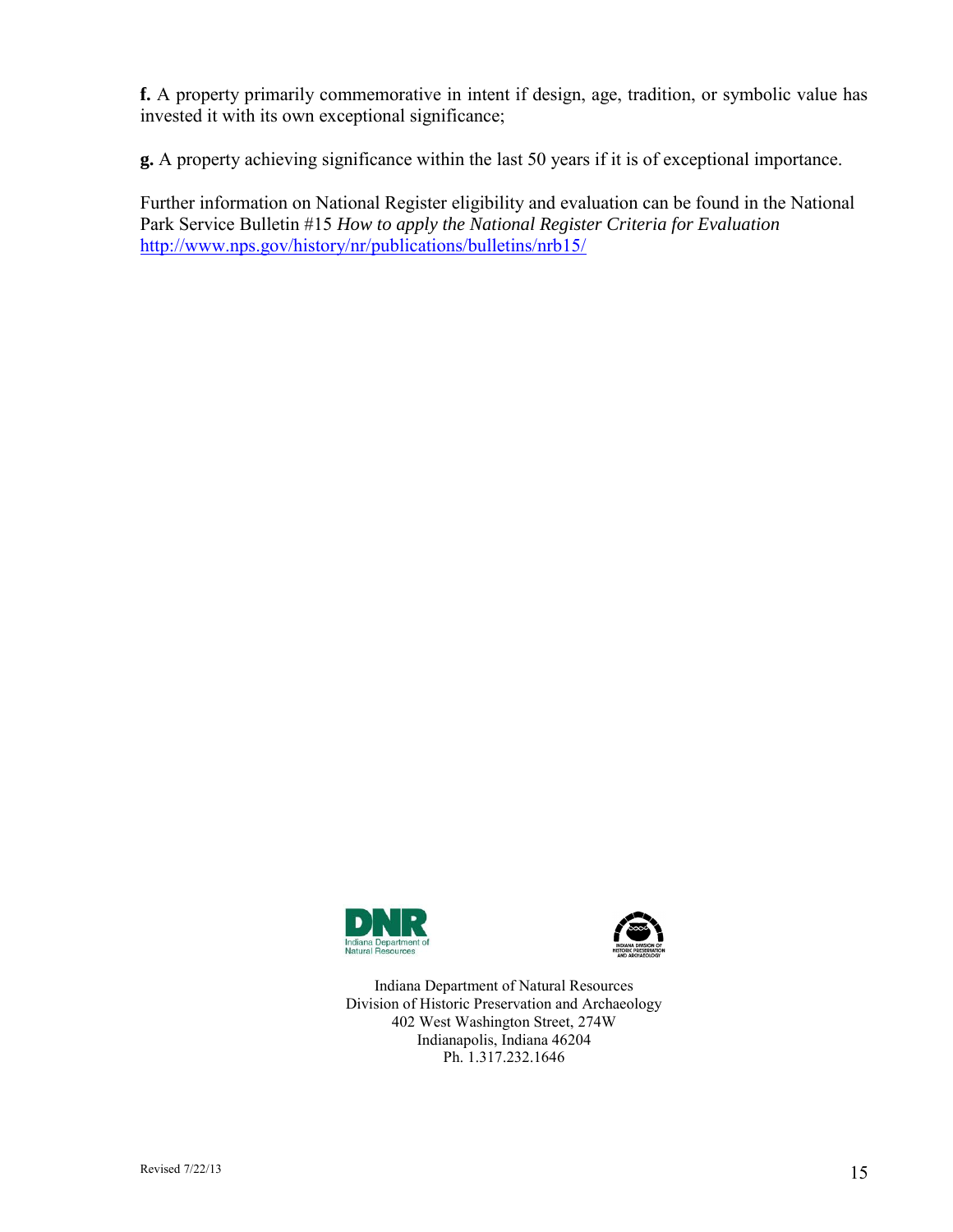**f.** A property primarily commemorative in intent if design, age, tradition, or symbolic value has invested it with its own exceptional significance;

**g.** A property achieving significance within the last 50 years if it is of exceptional importance.

Further information on National Register eligibility and evaluation can be found in the National Park Service Bulletin #15 *How to apply the National Register Criteria for Evaluation* http://www.nps.gov/history/nr/publications/bulletins/nrb15/

Indiana Department of Natural Resources
Division of Historic Preservation and Archaeology
402 West Washington Street, 274W
Indianapolis, Indiana 46204
Ph. 1.317.232.1646

Revised 7/22/13